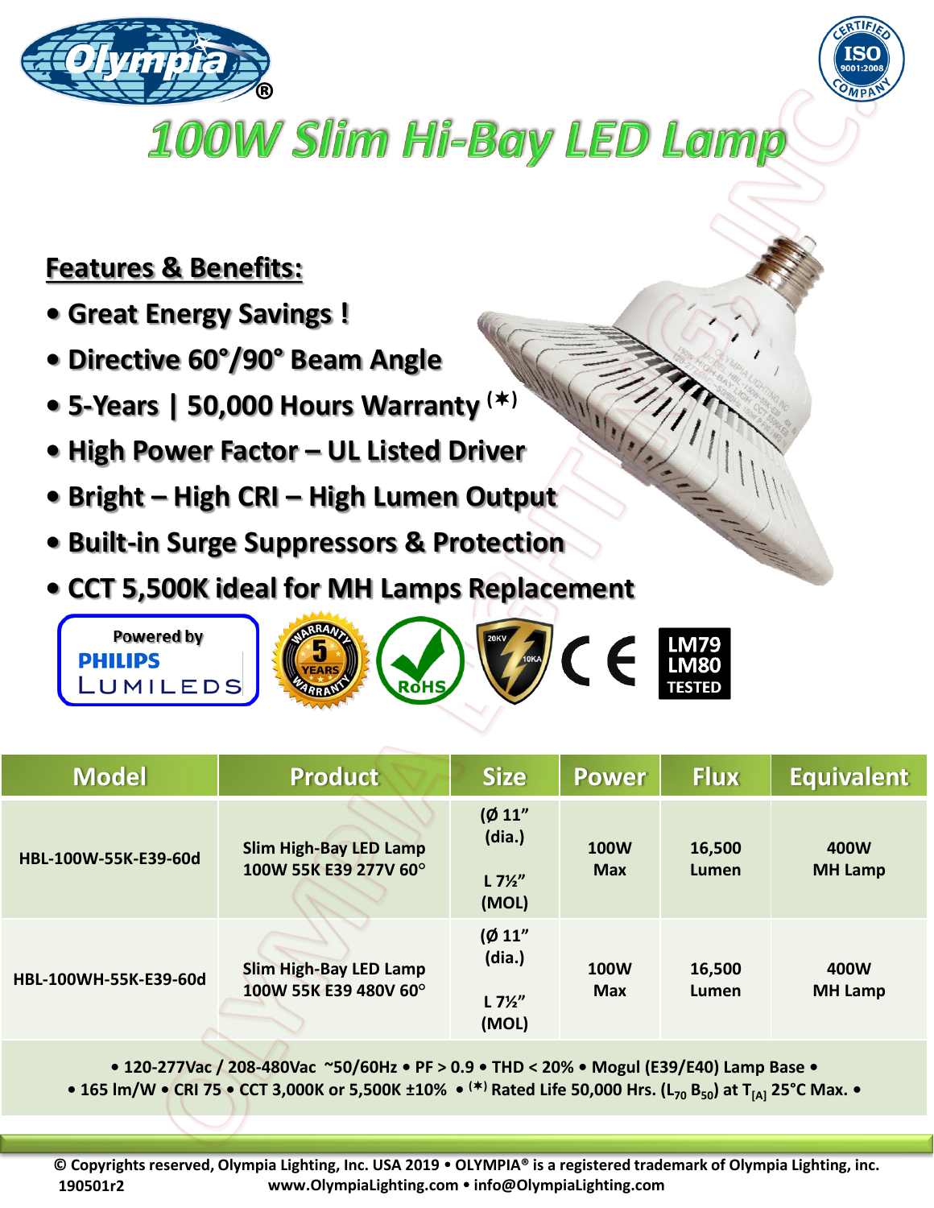# 100W Slim Hi-Bay LED Lamp

## Features & Benefits:

- Great Energy Savings !
- Directive 60°/90° Beam Angle
- 5-Years | 50,000 Hours Warranty (*)
- High Power Factor – UL Listed Driver
- Bright – High CRI – High Lumen Output
- Built-in Surge Suppressors & Protection
- CCT 5,500K ideal for MH Lamps Replacement

Powered by PHILIPS LUMILEDS

LM79 LM80 TESTED

| Model | Product | Size | Power | Flux | Equivalent |
|---|---|---|---|---|---|
| HBL-100W-55K-E39-60d | Slim High-Bay LED Lamp 100W 55K E39 277V 60° | (Ø 11" (dia.) L 7½" (MOL) | 100W Max | 16,500 Lumen | 400W MH Lamp |
| HBL-100WH-55K-E39-60d | Slim High-Bay LED Lamp 100W 55K E39 480V 60° | (Ø 11" (dia.) L 7½" (MOL) | 100W Max | 16,500 Lumen | 400W MH Lamp |

• 120-277Vac / 208-480Vac ~50/60Hz • PF > 0.9 • THD < 20% • Mogul (E39/E40) Lamp Base •
• 165 lm/W • CRI 75 • CCT 3,000K or 5,500K ±10% • (*) Rated Life 50,000 Hrs. ($L_{70}$ $B_{50}$) at $T_{[A]}$ 25°C Max. •

© Copyrights reserved, Olympia Lighting, Inc. USA 2019 • OLYMPIA® is a registered trademark of Olympia Lighting, inc.
190501r2 www.OlympiaLighting.com • info@OlympiaLighting.com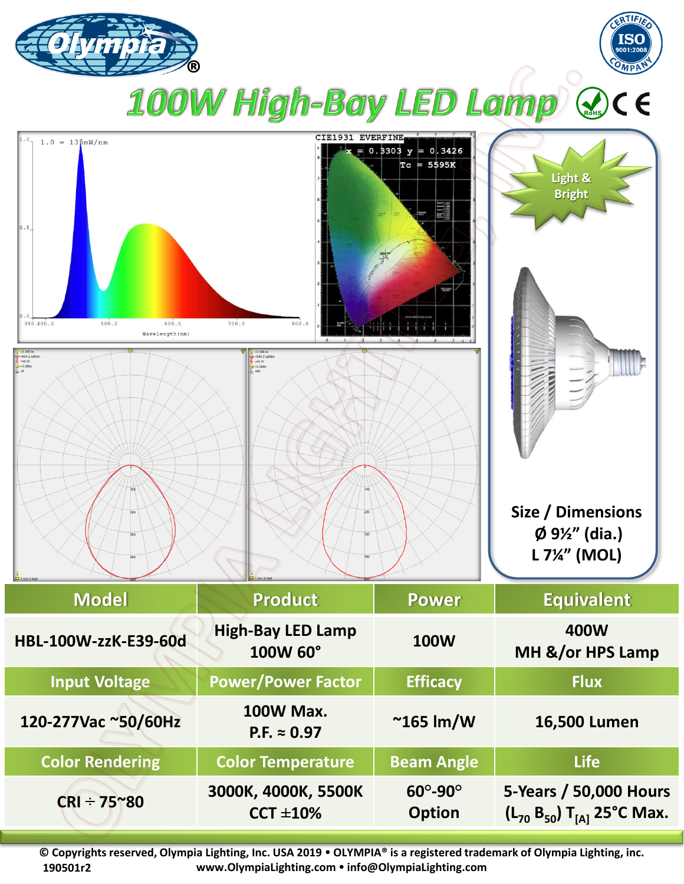# 100W High-Bay LED Lamp

1.0 = 135mW/nm

Wavelength (nm)

CIE1931 EVERFINE

x = 0.3303 y = 0.3426

Tc = 5595K

Light & Bright

Size / Dimensions

Ø 9½" (dia.)

L 7¼" (MOL)

| Model | Product | Power | Equivalent |
| --- | --- | --- | --- |
| HBL-100W-zzK-E39-60d | High-Bay LED Lamp 100W 60° | 100W | 400W MH &/or HPS Lamp |
| **Input Voltage** | **Power/Power Factor** | **Efficacy** | **Flux** |
| 120-277Vac ~50/60Hz | 100W Max. P.F. ≈ 0.97 | ~165 lm/W | 16,500 Lumen |
| **Color Rendering** | **Color Temperature** | **Beam Angle** | **Life** |
| CRI ÷ 75~80 | 3000K, 4000K, 5500K CCT ±10% | 60°-90° Option | 5-Years / 50,000 Hours ($L_{70}$ $B_{50}$) $T_{[A]}$ 25°C Max. |

© Copyrights reserved, Olympia Lighting, Inc. USA 2019 • OLYMPIA® is a registered trademark of Olympia Lighting, inc.

190501r2 www.OlympiaLighting.com • info@OlympiaLighting.com